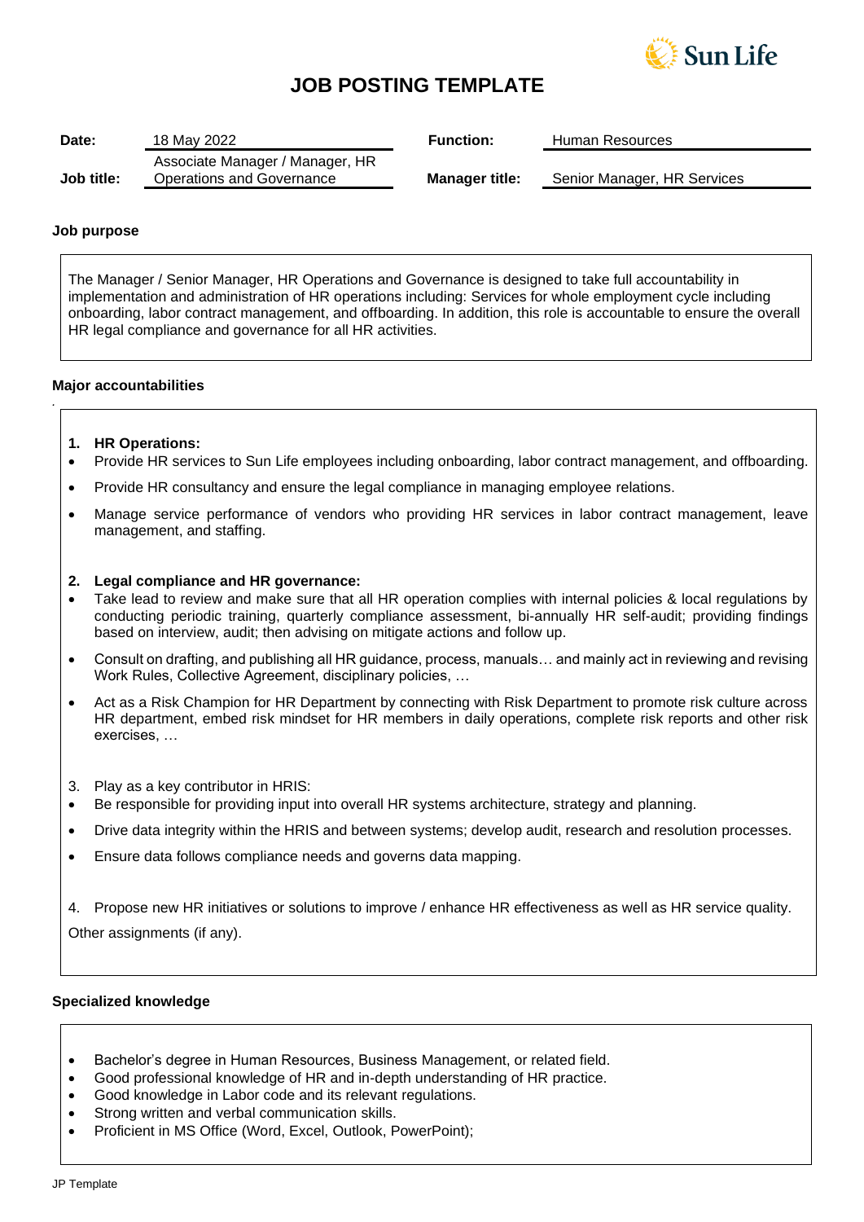# JOB POSTING TEMPLATE

| | | | |
|---|---|---|---|
| **Date:** | 18 May 2022 | **Function:** | Human Resources |
| **Job title:** | Associate Manager / Manager, HR Operations and Governance | **Manager title:** | Senior Manager, HR Services |

**Job purpose**

The Manager / Senior Manager, HR Operations and Governance is designed to take full accountability in implementation and administration of HR operations including: Services for whole employment cycle including onboarding, labor contract management, and offboarding. In addition, this role is accountable to ensure the overall HR legal compliance and governance for all HR activities.

**Major accountabilities**

1. **HR Operations:**

- Provide HR services to Sun Life employees including onboarding, labor contract management, and offboarding.
- Provide HR consultancy and ensure the legal compliance in managing employee relations.
- Manage service performance of vendors who providing HR services in labor contract management, leave management, and staffing.

2. **Legal compliance and HR governance:**

- Take lead to review and make sure that all HR operation complies with internal policies & local regulations by conducting periodic training, quarterly compliance assessment, bi-annually HR self-audit; providing findings based on interview, audit; then advising on mitigate actions and follow up.
- Consult on drafting, and publishing all HR guidance, process, manuals… and mainly act in reviewing and revising Work Rules, Collective Agreement, disciplinary policies, …
- Act as a Risk Champion for HR Department by connecting with Risk Department to promote risk culture across HR department, embed risk mindset for HR members in daily operations, complete risk reports and other risk exercises, …

3. Play as a key contributor in HRIS:

- Be responsible for providing input into overall HR systems architecture, strategy and planning.
- Drive data integrity within the HRIS and between systems; develop audit, research and resolution processes.
- Ensure data follows compliance needs and governs data mapping.

4. Propose new HR initiatives or solutions to improve / enhance HR effectiveness as well as HR service quality.

Other assignments (if any).

**Specialized knowledge**

- Bachelor's degree in Human Resources, Business Management, or related field.
- Good professional knowledge of HR and in-depth understanding of HR practice.
- Good knowledge in Labor code and its relevant regulations.
- Strong written and verbal communication skills.
- Proficient in MS Office (Word, Excel, Outlook, PowerPoint);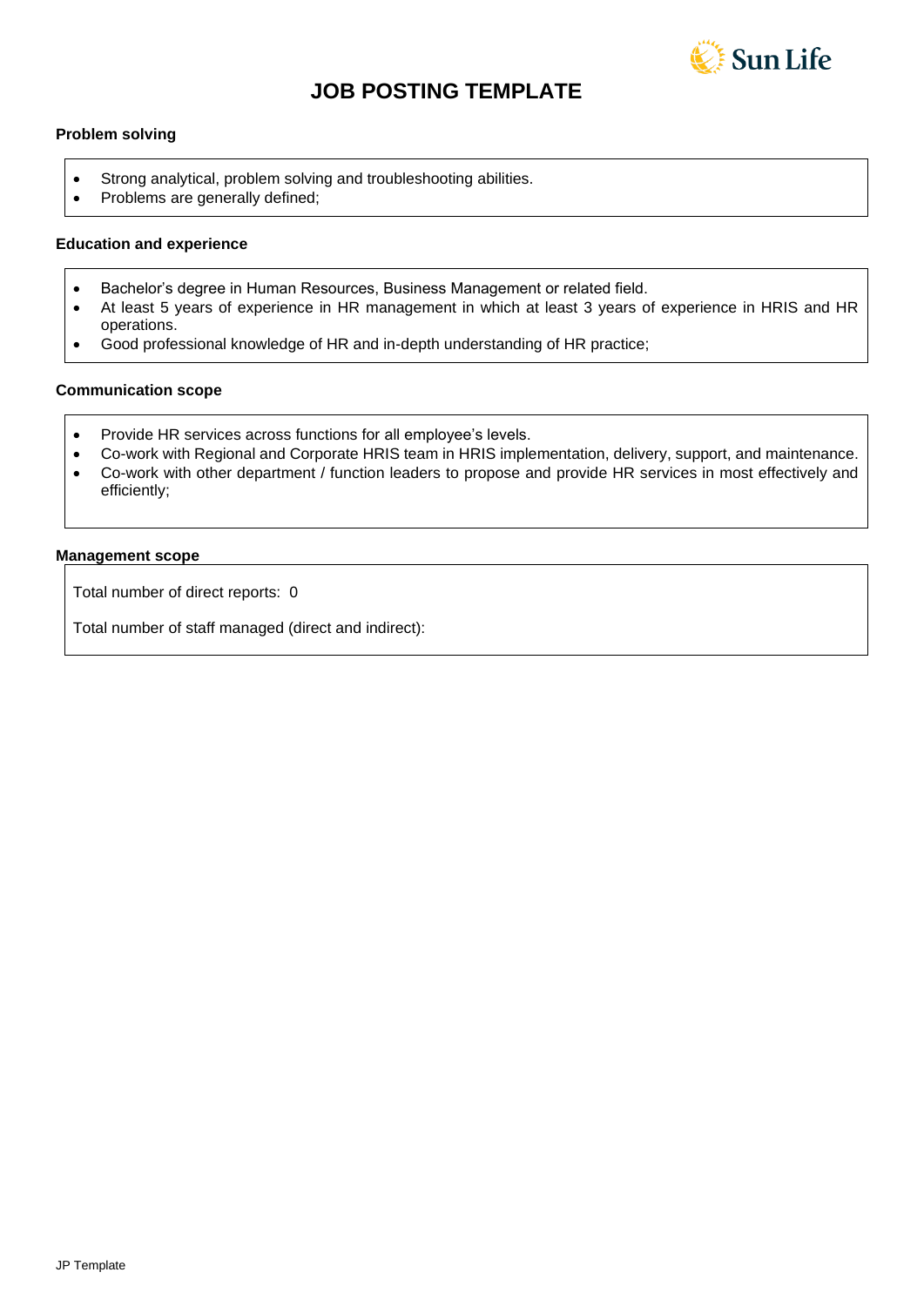# JOB POSTING TEMPLATE

**Problem solving**

- Strong analytical, problem solving and troubleshooting abilities.
- Problems are generally defined;

**Education and experience**

- Bachelor's degree in Human Resources, Business Management or related field.
- At least 5 years of experience in HR management in which at least 3 years of experience in HRIS and HR operations.
- Good professional knowledge of HR and in-depth understanding of HR practice;

**Communication scope**

- Provide HR services across functions for all employee's levels.
- Co-work with Regional and Corporate HRIS team in HRIS implementation, delivery, support, and maintenance.
- Co-work with other department / function leaders to propose and provide HR services in most effectively and efficiently;

**Management scope**

Total number of direct reports: 0

Total number of staff managed (direct and indirect):